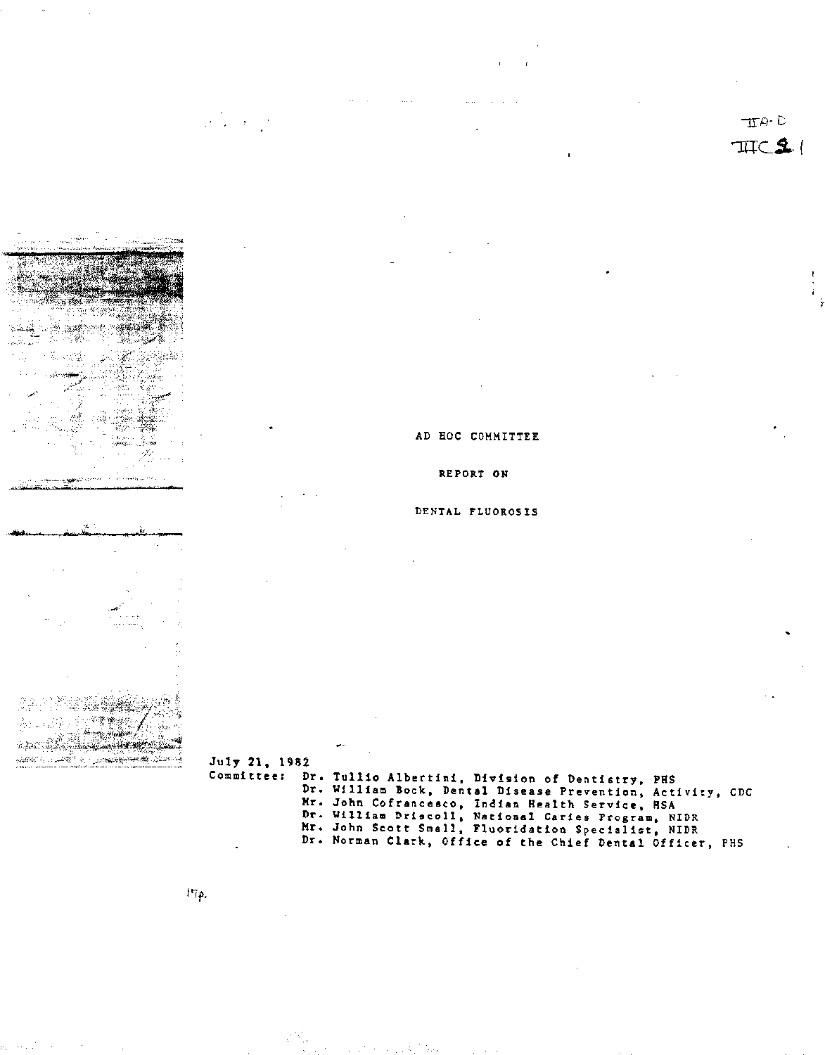IIA-D
IIIC 2.1

# AD HOC COMMITTEE

## REPORT ON

## DENTAL FLUOROSIS

July 21, 1982

Committee: Dr. Tullio Albertini, Division of Dentistry, PHS
Dr. William Bock, Dental Disease Prevention, Activity, CDC
Mr. John Cofranceaco, Indian Health Service, HSA
Dr. William Driscoll, National Caries Program, NIDR
Mr. John Scott Small, Fluoridation Specialist, NIDR
Dr. Norman Clark, Office of the Chief Dental Officer, PHS

17p.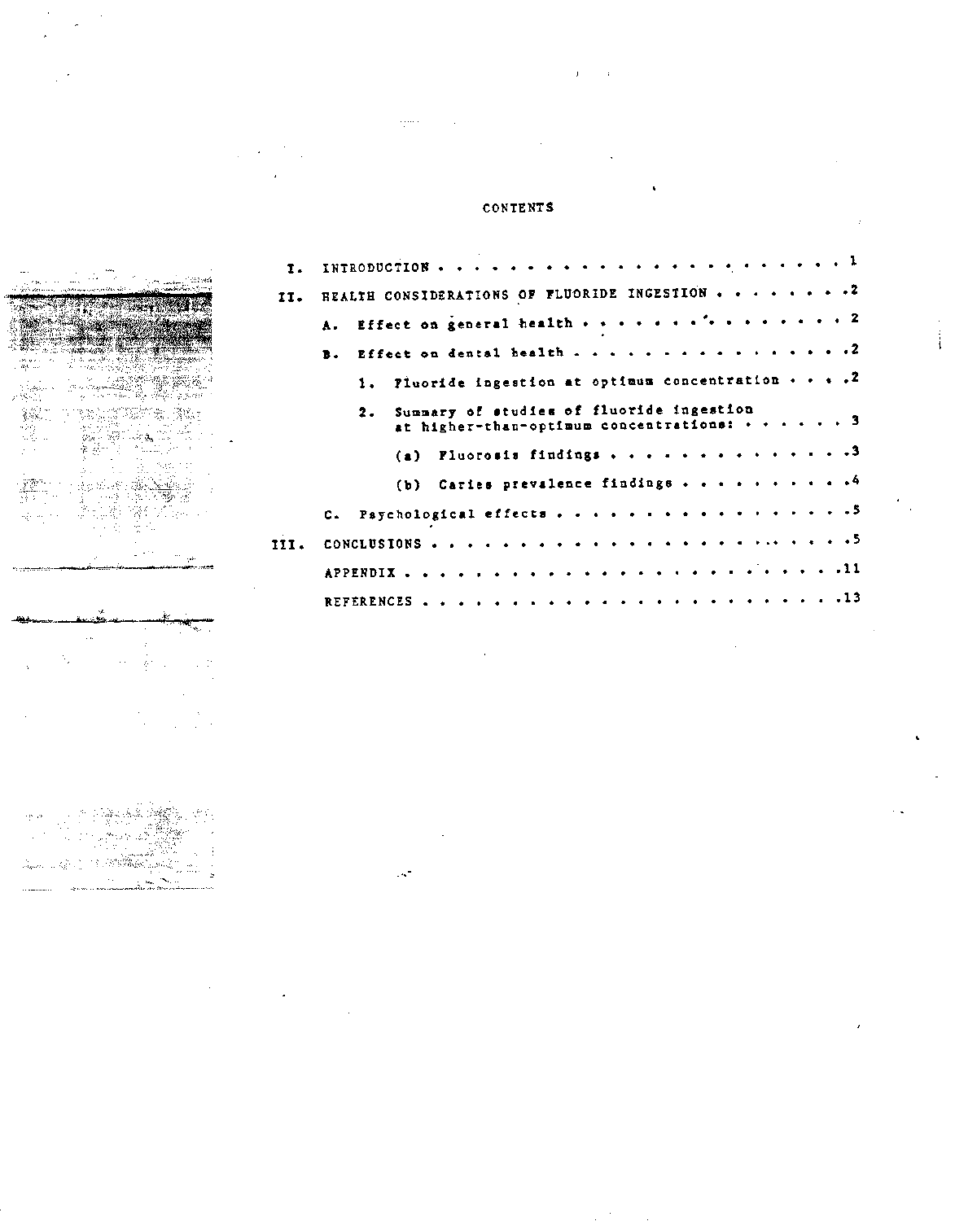# CONTENTS

- I. INTRODUCTION . . . . . . . . . . . . . . . . . . . . . . . . 1
- II. HEALTH CONSIDERATIONS OF FLUORIDE INGESTION . . . . . . . . 2
  - A. Effect on general health . . . . . . . . . . . . . . . 2
  - B. Effect on dental health . . . . . . . . . . . . . . . . 2
    - 1. Fluoride ingestion at optimum concentration . . . . 2
    - 2. Summary of studies of fluoride ingestion at higher-than-optimum concentrations: . . . . . . 3
      - (a) Fluorosis findings . . . . . . . . . . . . . . 3
      - (b) Caries prevalence findings . . . . . . . . . . 4
  - C. Psychological effects . . . . . . . . . . . . . . . . . 5
- III. CONCLUSIONS . . . . . . . . . . . . . . . . . . . . . . . . 5
  - APPENDIX . . . . . . . . . . . . . . . . . . . . . . . . . 11
  - REFERENCES . . . . . . . . . . . . . . . . . . . . . . . . 13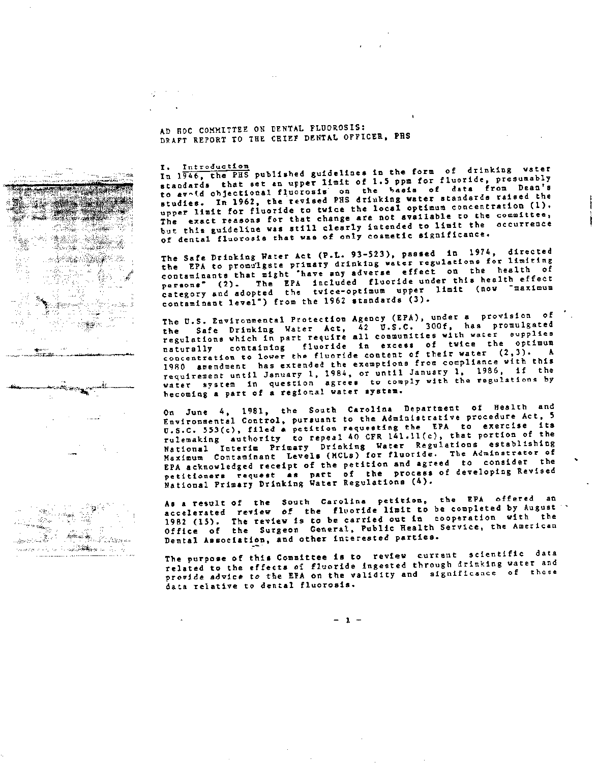AD HOC COMMITTEE ON DENTAL FLUOROSIS:
DRAFT REPORT TO THE CHIEF DENTAL OFFICER, PHS

## I. Introduction

In 1946, the PHS published guidelines in the form of drinking water standards that set an upper limit of 1.5 ppm for fluoride, presumably to avoid objectional fluorosis on the basis of data from Dean's studies. In 1962, the revised PHS drinking water standards raised the upper limit for fluoride to twice the local optimum concentration (1). The exact reasons for that change are not available to the committee, but this guideline was still clearly intended to limit the occurrence of dental fluorosis that was of only cosmetic significance.

The Safe Drinking Water Act (P.L. 93-523), passed in 1974, directed the EPA to promulgate primary drinking water regulations for limiting contaminants that might "have any adverse effect on the health of persons" (2). The EPA included fluoride under this health effect category and adopted the twice-optimum upper limit (now "maximum contaminant level") from the 1962 standards (3).

The U.S. Environmental Protection Agency (EPA), under a provision of the Safe Drinking Water Act, 42 U.S.C. 300f, has promulgated regulations which in part require all communities with water supplies naturally containing fluoride in excess of twice the optimum concentration to lower the fluoride content of their water (2,3). A 1980 amendment has extended the exemptions from compliance with this requirement until January 1, 1984, or until January 1, 1986, if the water system in question agrees to comply with the regulations by becoming a part of a regional water system.

On June 4, 1981, the South Carolina Department of Health and Environmental Control, pursuant to the Administrative procedure Act, 5 U.S.C. 553(c), filed a petition requesting the EPA to exercise its rulemaking authority to repeal 40 CFR 141.11(c), that portion of the National Interim Primary Drinking Water Regulations establishing Maximum Contaminant Levels (MCLs) for fluoride. The Adminstrator of EPA acknowledged receipt of the petition and agreed to consider the petitioners request as part of the process of developing Revised National Primary Drinking Water Regulations (4).

As a result of the South Carolina petition, the EPA offered an accelerated review of the fluoride limit to be completed by August 1982 (15). The review is to be carried out in cooperation with the Office of the Surgeon General, Public Health Service, the American Dental Association, and other interested parties.

The purpose of this Committee is to review current scientific data related to the effects of fluoride ingested through drinking water and provide advice to the EPA on the validity and significance of these data relative to dental fluorosis.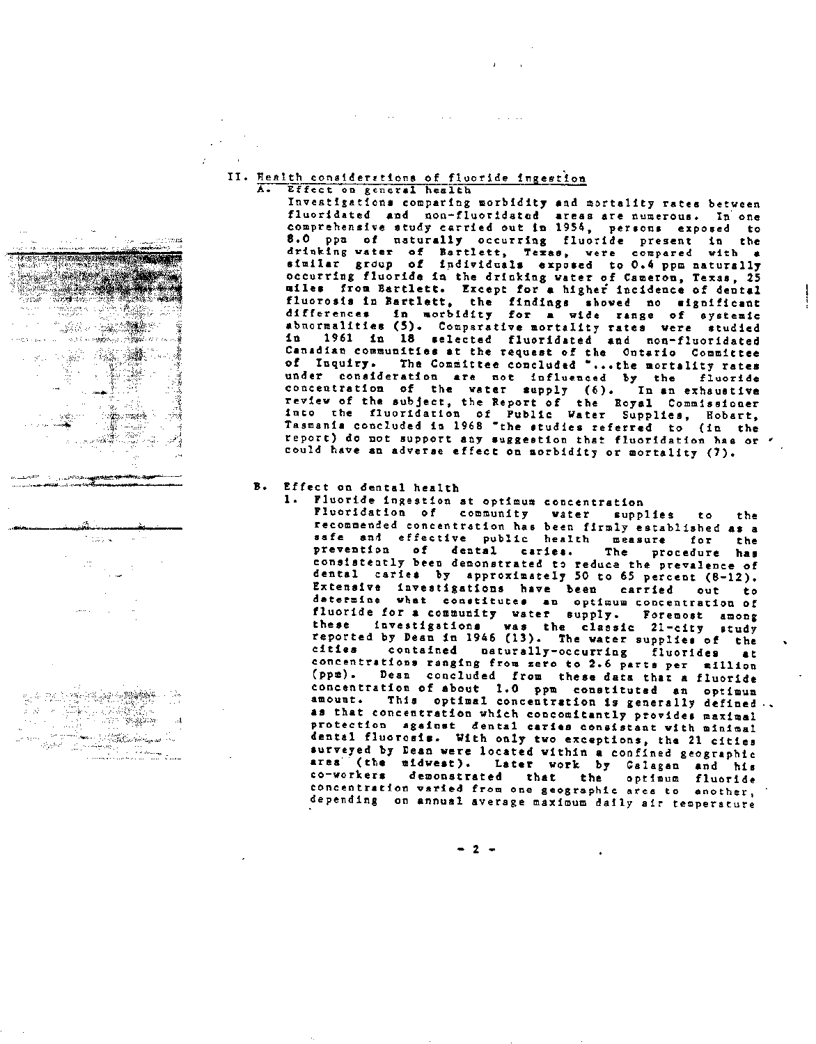## II. Health considerations of fluoride ingestion

### A. Effect on general health

Investigations comparing morbidity and mortality rates between fluoridated and non-fluoridated areas are numerous. In one comprehensive study carried out in 1954, persons exposed to 8.0 ppm of naturally occurring fluoride present in the drinking water of Bartlett, Texas, were compared with a similar group of individuals exposed to 0.4 ppm naturally occurring fluoride in the drinking water of Cameron, Texas, 25 miles from Bartlett. Except for a higher incidence of dental fluorosis in Bartlett, the findings showed no significant differences in morbidity for a wide range of systemic abnormalities (5). Comparative mortality rates were studied in 1961 in 18 selected fluoridated and non-fluoridated Canadian communities at the request of the Ontario Committee of Inquiry. The Committee concluded "...the mortality rates under consideration are not influenced by the fluoride concentration of the water supply (6). In an exhaustive review of the subject, the Report of the Royal Commissioner into the fluoridation of Public Water Supplies, Hobart, Tasmania concluded in 1968 "the studies referred to (in the report) do not support any suggestion that fluoridation has or could have an adverse effect on morbidity or mortality (7).

### B. Effect on dental health

#### 1. Fluoride ingestion at optimum concentration

Fluoridation of community water supplies to the recommended concentration has been firmly established as a safe and effective public health measure for the prevention of dental caries. The procedure has consistently been demonstrated to reduce the prevalence of dental caries by approximately 50 to 65 percent (8-12). Extensive investigations have been carried out to determine what constitutes an optimum concentration of fluoride for a community water supply. Foremost among these investigations was the classic 21-city study reported by Dean in 1946 (13). The water supplies of the cities contained naturally-occurring fluorides at concentrations ranging from zero to 2.6 parts per million (ppm). Dean concluded from these data that a fluoride concentration of about 1.0 ppm constituted an optimum amount. This optimal concentration is generally defined as that concentration which concomitantly provides maximal protection against dental caries consistant with minimal dental fluorosis. With only two exceptions, the 21 cities surveyed by Dean were located within a confined geographic area (the midwest). Later work by Galagan and his co-workers demonstrated that the optimum fluoride concentration varied from one geographic area to another, depending on annual average maximum daily air temperature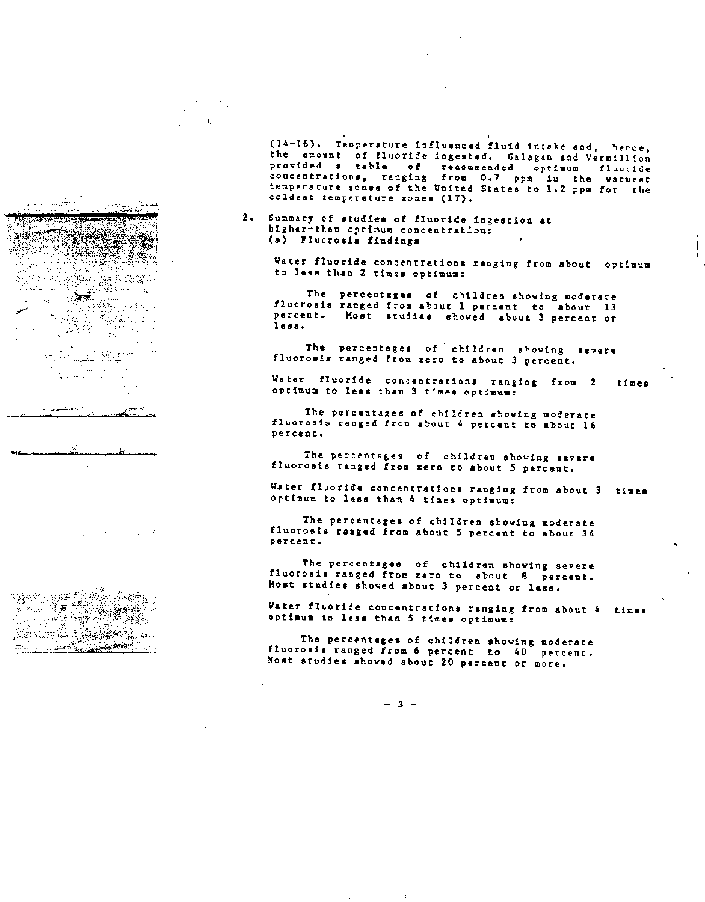(14-16). Temperature influenced fluid intake and, hence, the amount of fluoride ingested. Galagan and Vermillion provided a table of recommended optimum fluoride concentrations, ranging from 0.7 ppm in the warmest temperature zones of the United States to 1.2 ppm for the coldest temperature zones (17).

2. Summary of studies of fluoride ingestion at higher-than optimum concentration:
   (a) Fluorosis findings

Water fluoride concentrations ranging from about optimum to less than 2 times optimum:

The percentages of children showing moderate fluorosis ranged from about 1 percent to about 13 percent. Most studies showed about 3 percent or less.

The percentages of children showing severe fluorosis ranged from zero to about 3 percent.

Water fluoride concentrations ranging from 2 times optimum to less than 3 times optimum:

The percentages of children showing moderate fluorosis ranged from about 4 percent to about 16 percent.

The percentages of children showing severe fluorosis ranged from zero to about 5 percent.

Water fluoride concentrations ranging from about 3 times optimum to less than 4 times optimum:

The percentages of children showing moderate fluorosis ranged from about 5 percent to about 34 percent.

The percentages of children showing severe fluorosis ranged from zero to about 8 percent. Most studies showed about 3 percent or less.

Water fluoride concentrations ranging from about 4 times optimum to less than 5 times optimum:

The percentages of children showing moderate fluorosis ranged from 6 percent to 40 percent. Most studies showed about 20 percent or more.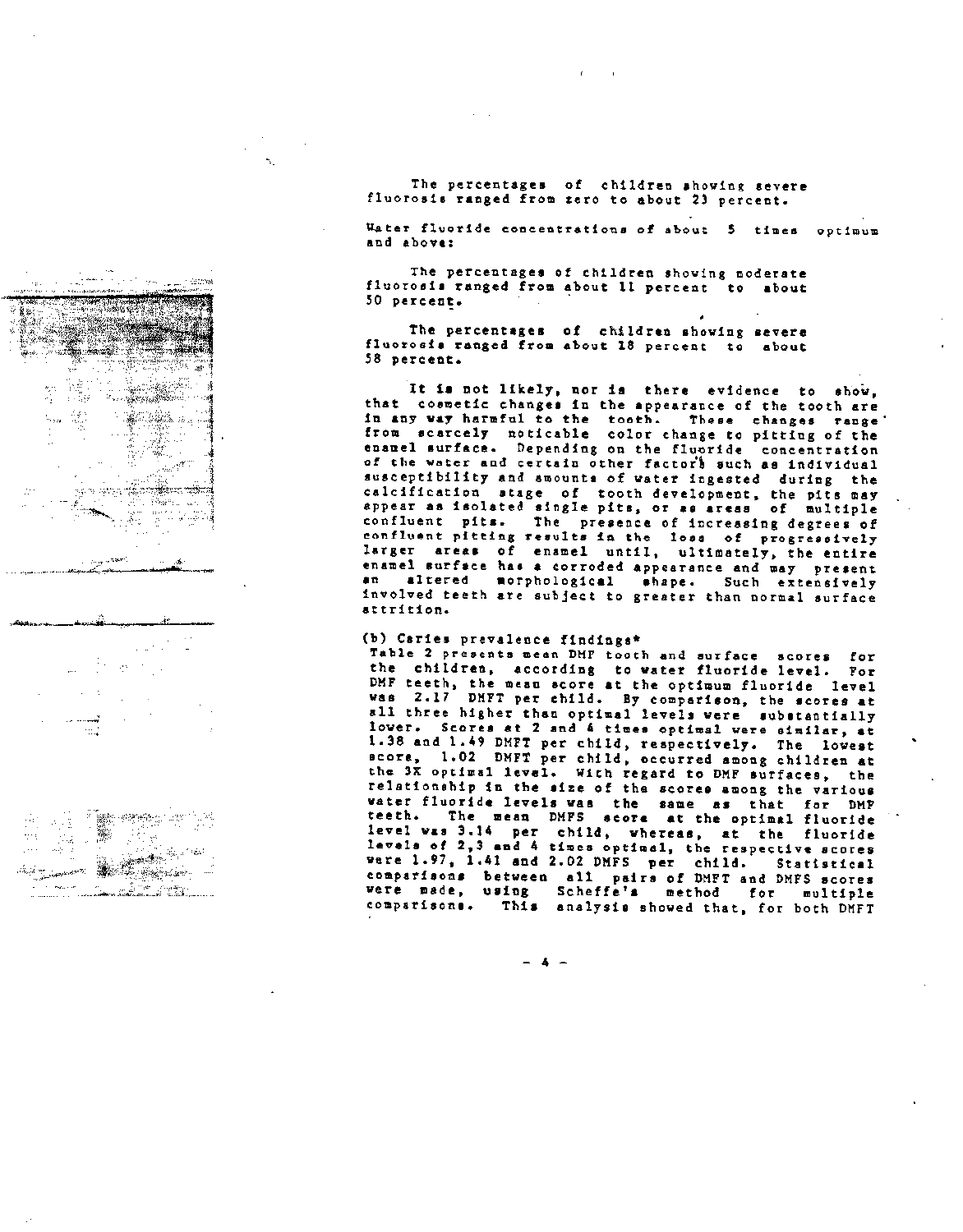The percentages of children showing severe fluorosis ranged from zero to about 23 percent.

Water fluoride concentrations of about 5 times optimum and above:

The percentages of children showing moderate fluorosis ranged from about 11 percent to about 50 percent.

The percentages of children showing severe fluorosis ranged from about 18 percent to about 58 percent.

It is not likely, nor is there evidence to show, that cosmetic changes in the appearance of the tooth are in any way harmful to the tooth. These changes range from scarcely noticable color change to pitting of the enamel surface. Depending on the fluoride concentration of the water and certain other factors such as individual susceptibility and amounts of water ingested during the calcification stage of tooth development, the pits may appear as isolated single pits, or as areas of multiple confluent pits. The presence of increasing degrees of confluent pitting results in the loss of progressively larger areas of enamel until, ultimately, the entire enamel surface has a corroded appearance and may present an altered morphological shape. Such extensively involved teeth are subject to greater than normal surface attrition.

(b) Caries prevalence findings*

Table 2 presents mean DMF tooth and surface scores for the children, according to water fluoride level. For DMF teeth, the mean score at the optimum fluoride level was 2.17 DMFT per child. By comparison, the scores at all three higher than optimal levels were substantially lower. Scores at 2 and 4 times optimal were similar, at 1.38 and 1.49 DMFT per child, respectively. The lowest score, 1.02 DMFT per child, occurred among children at the 3X optimal level. With regard to DMF surfaces, the relationship in the size of the scores among the various water fluoride levels was the same as that for DMF teeth. The mean DMFS score at the optimal fluoride level was 3.14 per child, whereas, at the fluoride levels of 2,3 and 4 times optimal, the respective scores were 1.97, 1.41 and 2.02 DMFS per child. Statistical comparisons between all pairs of DMFT and DMFS scores were made, using Scheffe's method for multiple comparisons. This analysis showed that, for both DMFT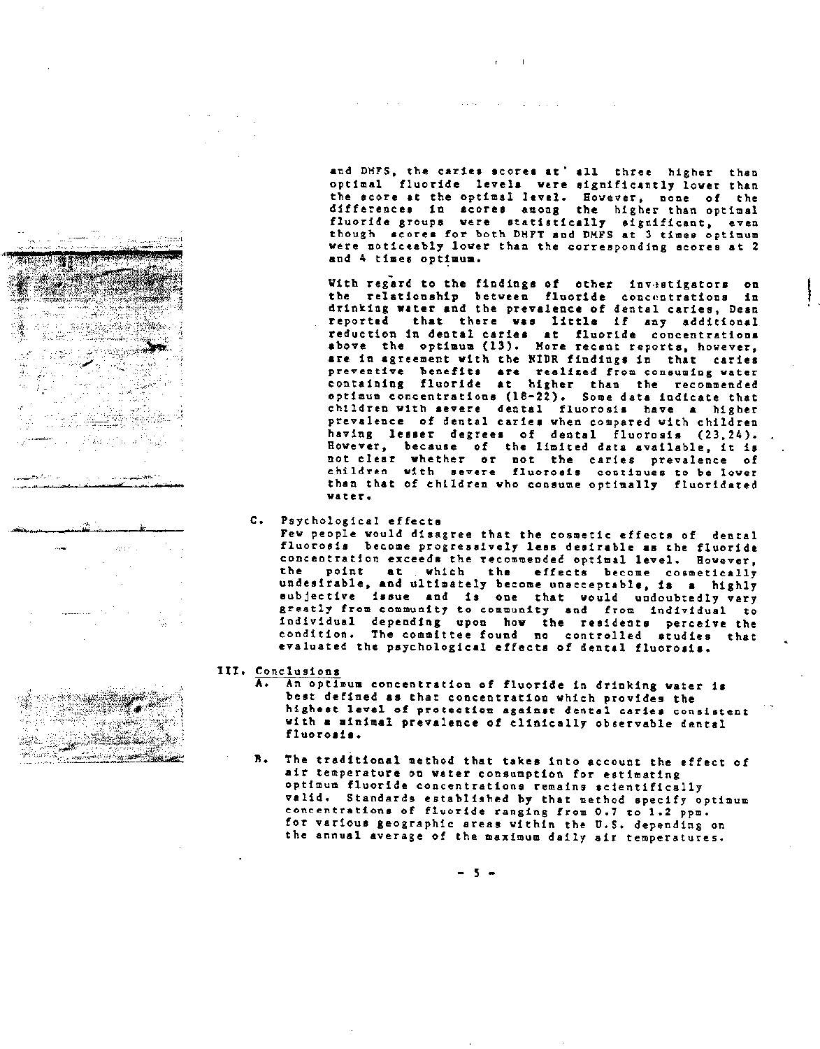and DMFS, the caries scores at all three higher than optimal fluoride levels were significantly lower than the score at the optimal level. However, none of the differences in scores among the higher than optimal fluoride groups were statistically significant, even though scores for both DMFT and DMFS at 3 times optimum were noticeably lower than the corresponding scores at 2 and 4 times optimum.

With regard to the findings of other investigators on the relationship between fluoride concentrations in drinking water and the prevalence of dental caries, Dean reported that there was little if any additional reduction in dental caries at fluoride concentrations above the optimum (13). More recent reports, however, are in agreement with the NIDR findings in that caries preventive benefits are realized from consuming water containing fluoride at higher than the recommended optimum concentrations (18-22). Some data indicate that children with severe dental fluorosis have a higher prevalence of dental caries when compared with children having lesser degrees of dental fluorosis (23,24). However, because of the limited data available, it is not clear whether or not the caries prevalence of children with severe fluorosis continues to be lower than that of children who consume optimally fluoridated water.

C. Psychological effects

Few people would disagree that the cosmetic effects of dental fluorosis become progressively less desirable as the fluoride concentration exceeds the recommended optimal level. However, the point at which the effects become cosmetically undesirable, and ultimately become unacceptable, is a highly subjective issue and is one that would undoubtedly vary greatly from community to community and from individual to individual depending upon how the residents perceive the condition. The committee found no controlled studies that evaluated the psychological effects of dental fluorosis.

## III. Conclusions

A. An optimum concentration of fluoride in drinking water is best defined as that concentration which provides the highest level of protection against dental caries consistent with a minimal prevalence of clinically observable dental fluorosis.

B. The traditional method that takes into account the effect of air temperature on water consumption for estimating optimum fluoride concentrations remains scientifically valid. Standards established by that method specify optimum concentrations of fluoride ranging from 0.7 to 1.2 ppm. for various geographic areas within the U.S. depending on the annual average of the maximum daily air temperatures.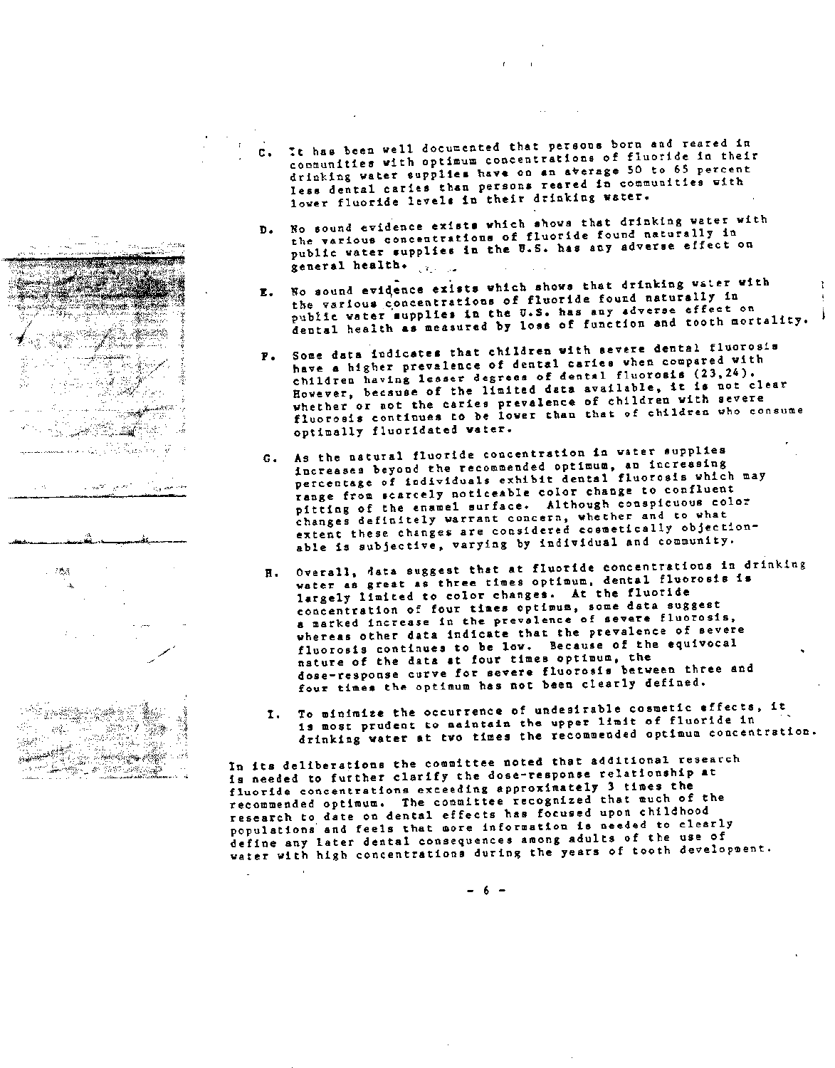C. It has been well documented that persons born and reared in communities with optimum concentrations of fluoride in their drinking water supplies have on an average 50 to 65 percent less dental caries than persons reared in communities with lower fluoride levels in their drinking water.

D. No sound evidence exists which shows that drinking water with the various concentrations of fluoride found naturally in public water supplies in the U.S. has any adverse effect on general health.

E. No sound evidence exists which shows that drinking water with the various concentrations of fluoride found naturally in public water supplies in the U.S. has any adverse effect on dental health as measured by loss of function and tooth mortality.

F. Some data indicates that children with severe dental fluorosis have a higher prevalence of dental caries when compared with children having lesser degrees of dental fluorosis (23,24). However, because of the limited data available, it is not clear whether or not the caries prevalence of children with severe fluorosis continues to be lower than that of children who consume optimally fluoridated water.

G. As the natural fluoride concentration in water supplies increases beyond the recommended optimum, an increasing percentage of individuals exhibit dental fluorosis which may range from scarcely noticeable color change to confluent pitting of the enamel surface. Although conspicuous color changes definitely warrant concern, whether and to what extent these changes are considered cosmetically objectionable is subjective, varying by individual and community.

H. Overall, data suggest that at fluoride concentrations in drinking water as great as three times optimum, dental fluorosis is largely limited to color changes. At the fluoride concentration of four times optimum, some data suggest a marked increase in the prevalence of severe fluorosis, whereas other data indicate that the prevalence of severe fluorosis continues to be low. Because of the equivocal nature of the data at four times optimum, the dose-response curve for severe fluorosis between three and four times the optimum has not been clearly defined.

I. To minimize the occurrence of undesirable cosmetic effects, it is most prudent to maintain the upper limit of fluoride in drinking water at two times the recommended optimum concentration.

In its deliberations the committee noted that additional research is needed to further clarify the dose-response relationship at fluoride concentrations exceeding approximately 3 times the recommended optimum. The committee recognized that much of the research to date on dental effects has focused upon childhood populations and feels that more information is needed to clearly define any later dental consequences among adults of the use of water with high concentrations during the years of tooth development.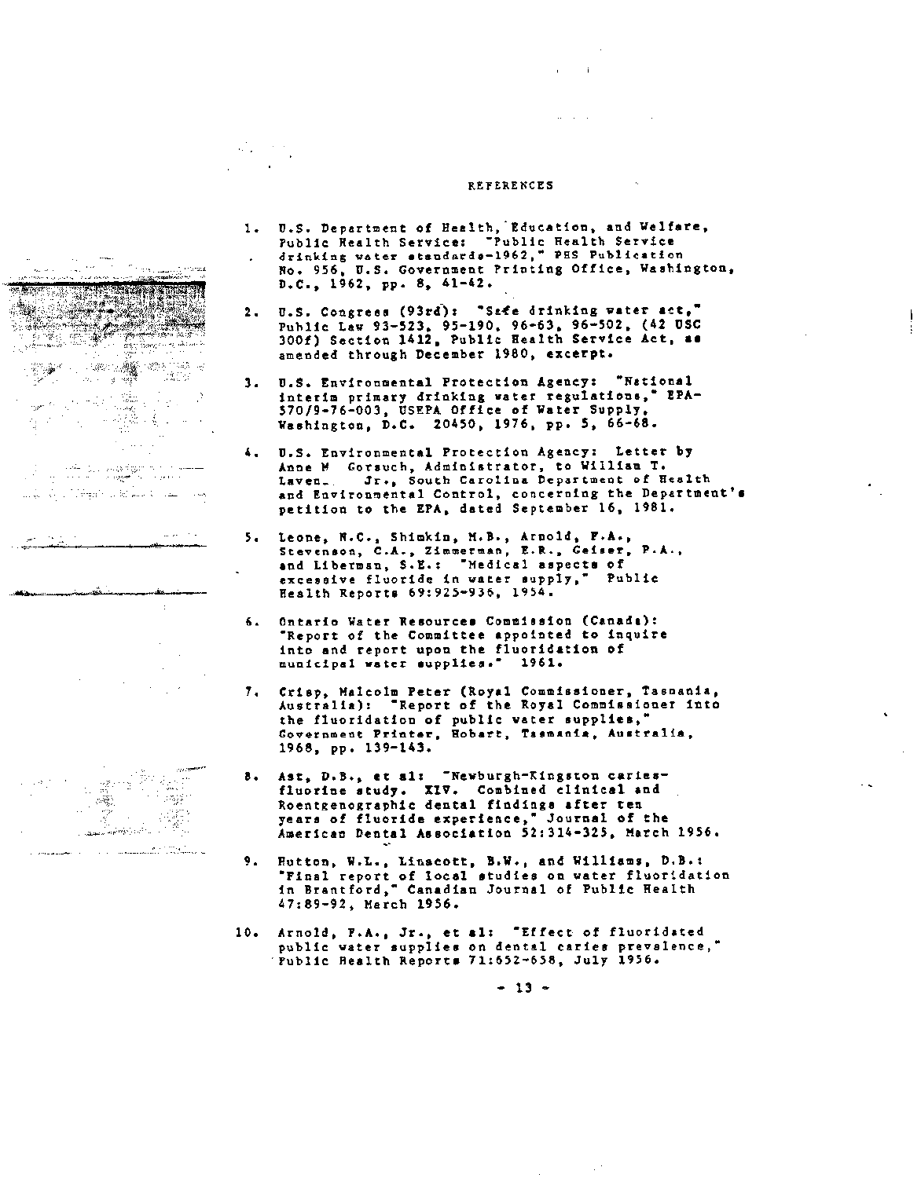# REFERENCES

1. U.S. Department of Health, Education, and Welfare, Public Health Service: "Public Health Service drinking water standards-1962," PHS Publication No. 956, U.S. Government Printing Office, Washington, D.C., 1962, pp. 8, 41-42.

2. U.S. Congress (93rd): "Safe drinking water act," Public Law 93-523, 95-190, 96-63, 96-502, (42 USC 300f) Section 1412, Public Health Service Act, as amended through December 1980, excerpt.

3. U.S. Environmental Protection Agency: "National interim primary drinking water regulations," EPA-570/9-76-003, USEPA Office of Water Supply, Washington, D.C. 20450, 1976, pp. 5, 66-68.

4. U.S. Environmental Protection Agency: Letter by Anne M Gorsuch, Administrator, to William T. Laven\_\_ Jr., South Carolina Department of Health and Environmental Control, concerning the Department's petition to the EPA, dated September 16, 1981.

5. Leone, N.C., Shimkin, M.B., Arnold, F.A., Stevenson, C.A., Zimmerman, E.R., Geiser, P.A., and Lieberman, S.E.: "Medical aspects of excessive fluoride in water supply," Public Health Reports 69:925-936, 1954.

6. Ontario Water Resources Commission (Canada): "Report of the Committee appointed to inquire into and report upon the fluoridation of municipal water supplies." 1961.

7. Crisp, Malcolm Peter (Royal Commissioner, Tasmania, Australia): "Report of the Royal Commissioner into the fluoridation of public water supplies," Government Printer, Hobart, Tasmania, Australia, 1968, pp. 139-143.

8. Ast, D.B., et al: "Newburgh-Kingston caries-fluorine study. XIV. Combined clinical and Roentgenographic dental findings after ten years of fluoride experience," Journal of the American Dental Association 52:314-325, March 1956.

9. Hutton, W.L., Linscott, B.W., and Williams, D.B.: "Final report of local studies on water fluoridation in Brantford," Canadian Journal of Public Health 47:89-92, March 1956.

10. Arnold, F.A., Jr., et al: "Effect of fluoridated public water supplies on dental caries prevalence," Public Health Reports 71:652-658, July 1956.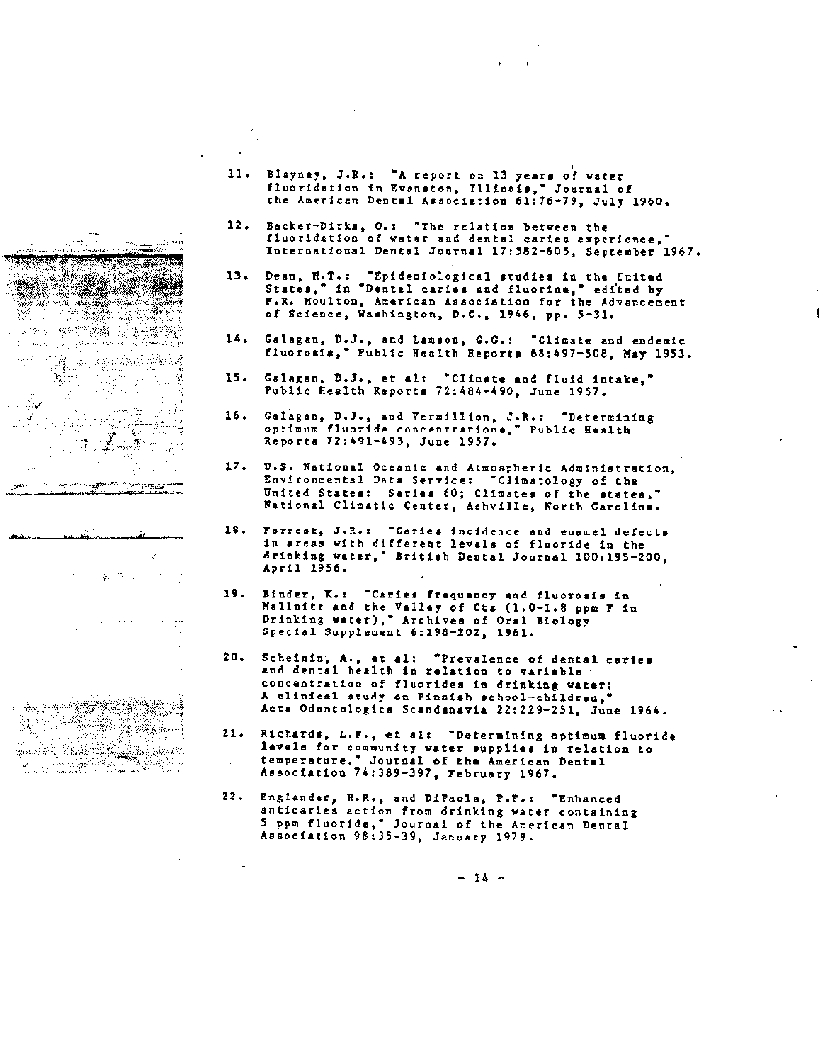11. Blayney, J.R.: "A report on 13 years of water fluoridation in Evanston, Illinois," Journal of the American Dental Association 61:76-79, July 1960.

12. Backer-Dirks, O.: "The relation between the fluoridation of water and dental caries experience," International Dental Journal 17:582-605, September 1967.

13. Dean, H.T.: "Epidemiological studies in the United States," in "Dental caries and fluorine," edited by F.R. Moulton, American Association for the Advancement of Science, Washington, D.C., 1946, pp. 5-31.

14. Galagan, D.J., and Lamson, G.G.: "Climate and endemic fluorosis," Public Health Reports 68:497-508, May 1953.

15. Galagan, D.J., et al: "Climate and fluid intake," Public Health Reports 72:484-490, June 1957.

16. Galagan, D.J., and Vermillion, J.R.: "Determining optimum fluoride concentrations," Public Health Reports 72:491-493, June 1957.

17. U.S. National Oceanic and Atmospheric Administration, Environmental Data Service: "Climatology of the United States: Series 60; Climates of the states," National Climatic Center, Ashville, North Carolina.

18. Forrest, J.R.: "Caries incidence and enamel defects in areas with different levels of fluoride in the drinking water," British Dental Journal 100:195-200, April 1956.

19. Binder, K.: "Caries frequency and fluorosis in Mallnitz and the Valley of Otz (1.0-1.8 ppm F in Drinking water)," Archives of Oral Biology Special Supplement 6:198-202, 1961.

20. Scheinin, A., et al: "Prevalence of dental caries and dental health in relation to variable concentration of fluorides in drinking water: A clinical study on Finnish school-children," Acta Odontologica Scandanavia 22:229-251, June 1964.

21. Richards, L.F., et al: "Determining optimum fluoride levels for community water supplies in relation to temperature," Journal of the American Dental Association 74:389-397, February 1967.

22. Englander, H.R., and DiPaola, P.F.: "Enhanced anticaries action from drinking water containing 5 ppm fluoride," Journal of the American Dental Association 98:35-39, January 1979.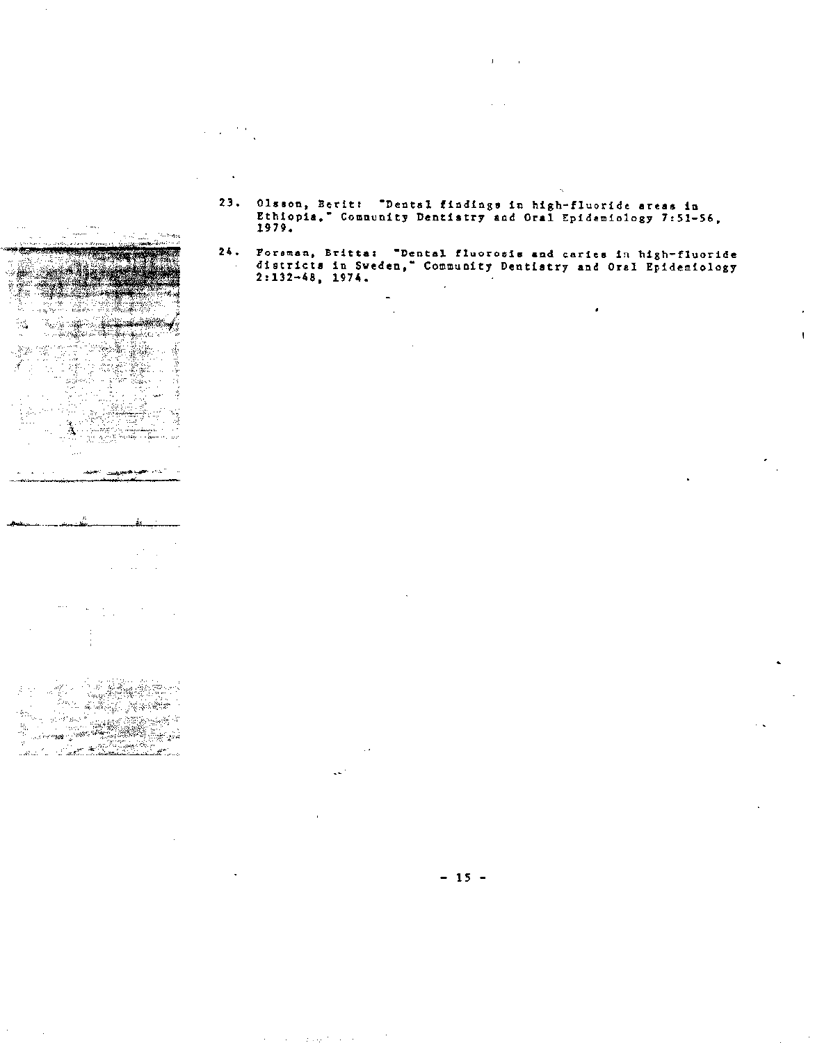23. Olsson, Berit: "Dental findings in high-fluoride areas in Ethiopia," Community Dentistry and Oral Epidemiology 7:51-56, 1979.

24. Forsman, Britta: "Dental fluorosis and caries in high-fluoride districts in Sweden," Community Dentistry and Oral Epidemiology 2:132-48, 1974.